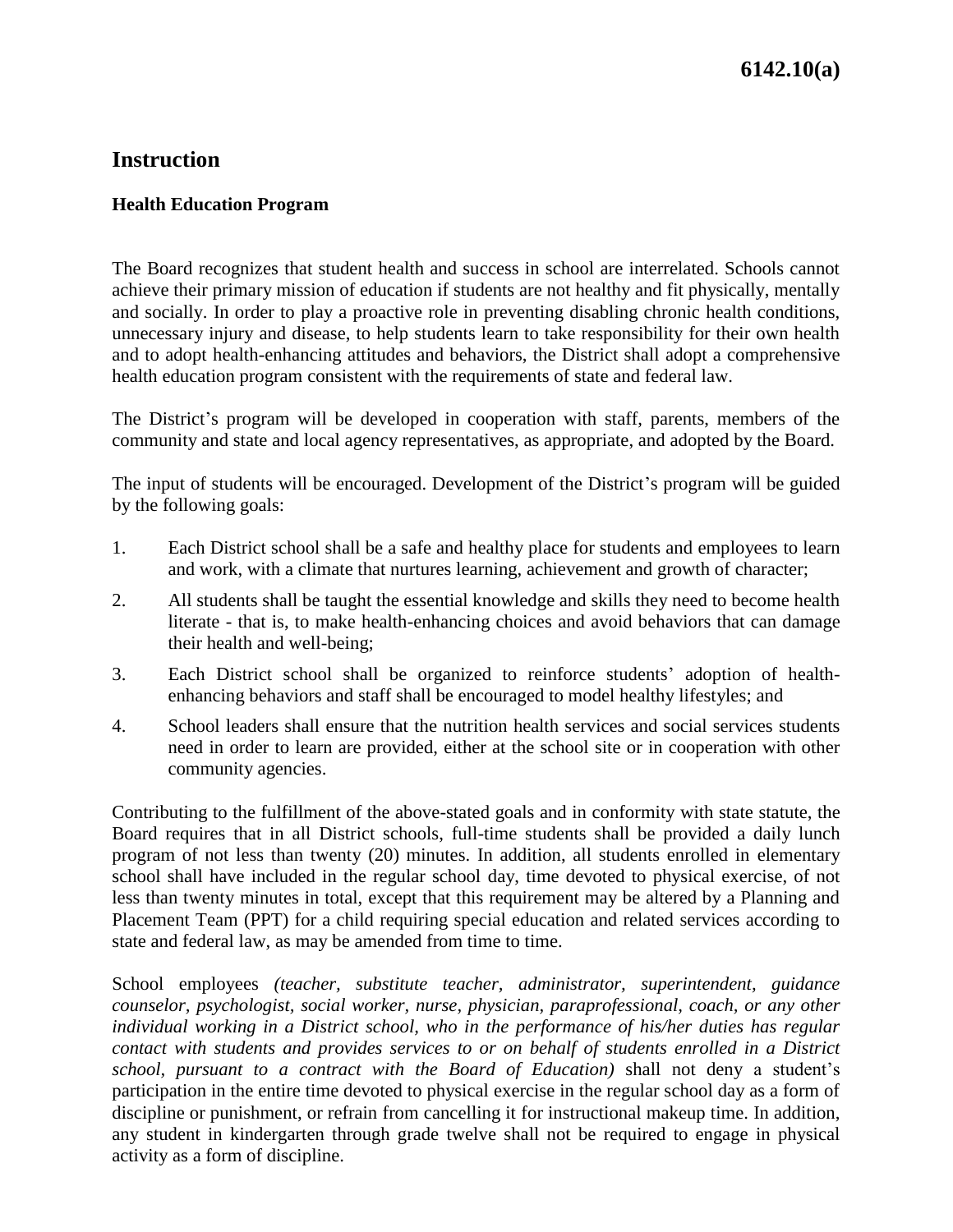# Instruction

## Health Education Program

The Board recognizes that student health and success in school are interrelated. Schools cannot achieve their primary mission of education if students are not healthy and fit physically, mentally and socially. In order to play a proactive role in preventing disabling chronic health conditions, unnecessary injury and disease, to help students learn to take responsibility for their own health and to adopt health-enhancing attitudes and behaviors, the District shall adopt a comprehensive health education program consistent with the requirements of state and federal law.

The District's program will be developed in cooperation with staff, parents, members of the community and state and local agency representatives, as appropriate, and adopted by the Board.

The input of students will be encouraged. Development of the District's program will be guided by the following goals:

1. Each District school shall be a safe and healthy place for students and employees to learn and work, with a climate that nurtures learning, achievement and growth of character;
2. All students shall be taught the essential knowledge and skills they need to become health literate - that is, to make health-enhancing choices and avoid behaviors that can damage their health and well-being;
3. Each District school shall be organized to reinforce students' adoption of health-enhancing behaviors and staff shall be encouraged to model healthy lifestyles; and
4. School leaders shall ensure that the nutrition health services and social services students need in order to learn are provided, either at the school site or in cooperation with other community agencies.

Contributing to the fulfillment of the above-stated goals and in conformity with state statute, the Board requires that in all District schools, full-time students shall be provided a daily lunch program of not less than twenty (20) minutes. In addition, all students enrolled in elementary school shall have included in the regular school day, time devoted to physical exercise, of not less than twenty minutes in total, except that this requirement may be altered by a Planning and Placement Team (PPT) for a child requiring special education and related services according to state and federal law, as may be amended from time to time.

School employees *(teacher, substitute teacher, administrator, superintendent, guidance counselor, psychologist, social worker, nurse, physician, paraprofessional, coach, or any other individual working in a District school, who in the performance of his/her duties has regular contact with students and provides services to or on behalf of students enrolled in a District school, pursuant to a contract with the Board of Education)* shall not deny a student's participation in the entire time devoted to physical exercise in the regular school day as a form of discipline or punishment, or refrain from cancelling it for instructional makeup time. In addition, any student in kindergarten through grade twelve shall not be required to engage in physical activity as a form of discipline.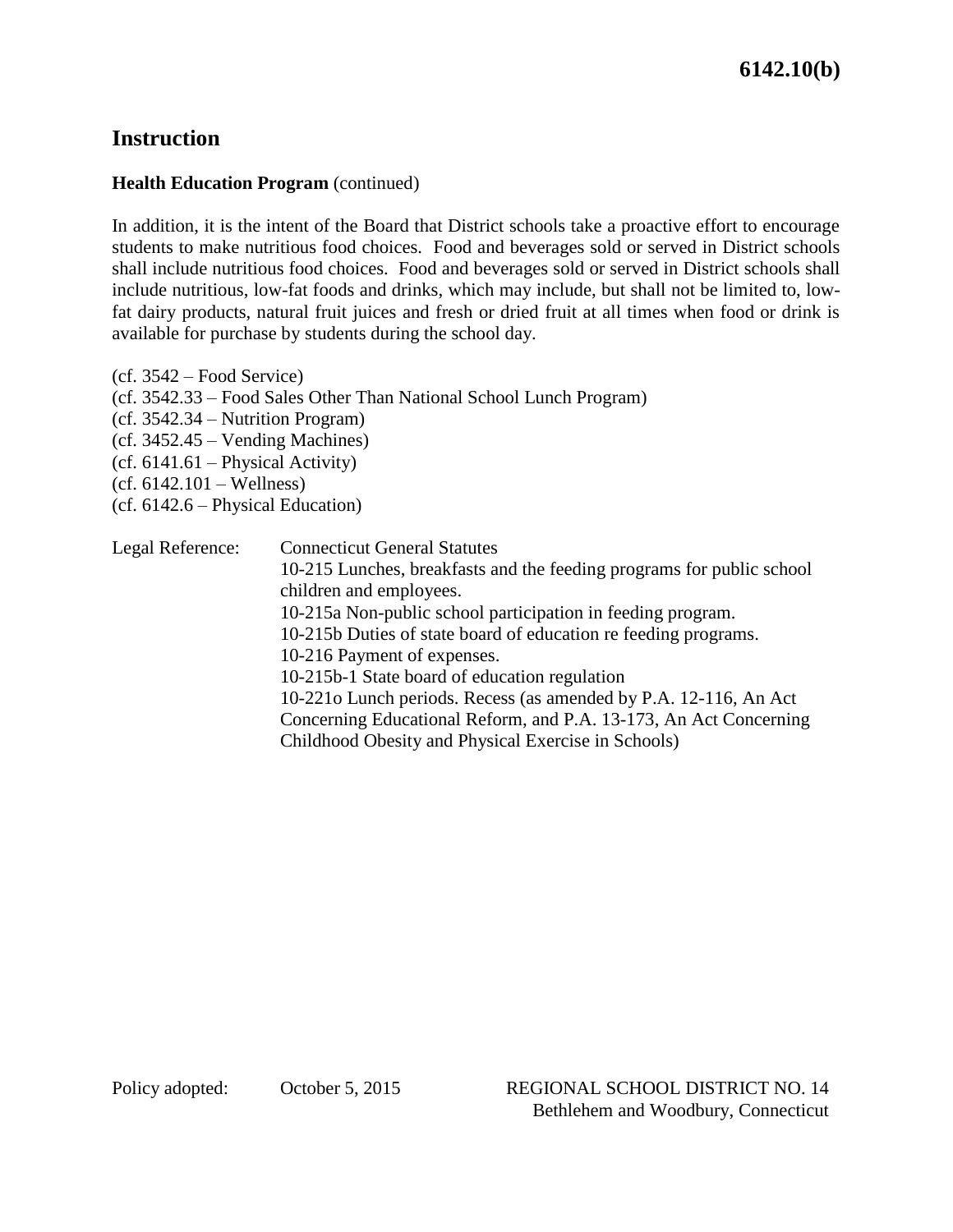## Instruction

**Health Education Program** (continued)

In addition, it is the intent of the Board that District schools take a proactive effort to encourage students to make nutritious food choices. Food and beverages sold or served in District schools shall include nutritious food choices. Food and beverages sold or served in District schools shall include nutritious, low-fat foods and drinks, which may include, but shall not be limited to, low-fat dairy products, natural fruit juices and fresh or dried fruit at all times when food or drink is available for purchase by students during the school day.

(cf. 3542 – Food Service)
(cf. 3542.33 – Food Sales Other Than National School Lunch Program)
(cf. 3542.34 – Nutrition Program)
(cf. 3452.45 – Vending Machines)
(cf. 6141.61 – Physical Activity)
(cf. 6142.101 – Wellness)
(cf. 6142.6 – Physical Education)

Legal Reference: Connecticut General Statutes

10-215 Lunches, breakfasts and the feeding programs for public school children and employees.

10-215a Non-public school participation in feeding program.

10-215b Duties of state board of education re feeding programs.

10-216 Payment of expenses.

10-215b-1 State board of education regulation

10-221o Lunch periods. Recess (as amended by P.A. 12-116, An Act Concerning Educational Reform, and P.A. 13-173, An Act Concerning Childhood Obesity and Physical Exercise in Schools)

Policy adopted: October 5, 2015

REGIONAL SCHOOL DISTRICT NO. 14
Bethlehem and Woodbury, Connecticut